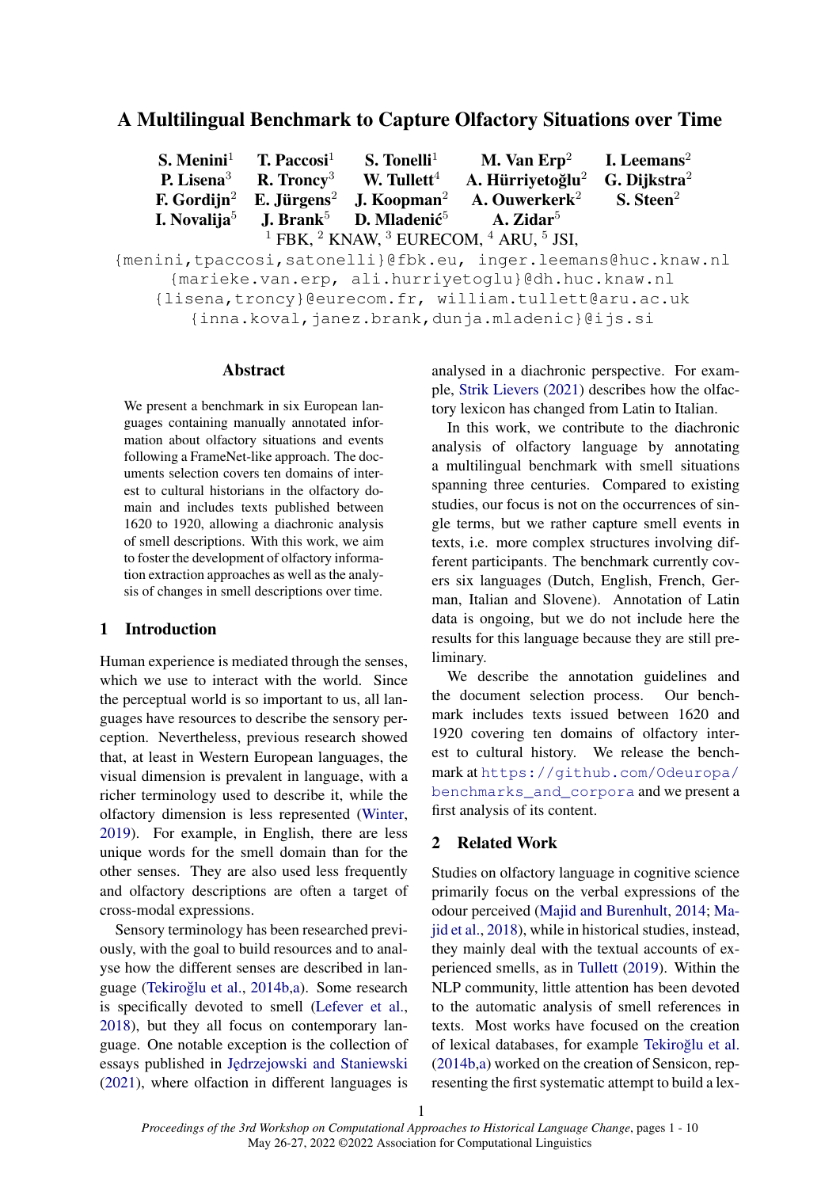# A Multilingual Benchmark to Capture Olfactory Situations over Time

**S. Menini**[1] **T. Paccosi**[1] **S. Tonelli**[1] **M. Van Erp**[2] **I. Leemans**[2]
**P. Lisena**[3] **R. Troncy**[3] **W. Tullett**[4] **A. Hürriyetoğlu**[2] **G. Dijkstra**[2]
**F. Gordijn**[2] **E. Jürgens**[2] **J. Koopman**[2] **A. Ouwerkerk**[2] **S. Steen**[2]
**I. Novalija**[5] **J. Brank**[5] **D. Mladenić**[5] **A. Zidar**[5]

[1] FBK, [2] KNAW, [3] EURECOM, [4] ARU, [5] JSI,

{menini,tpaccosi,satonelli}@fbk.eu, inger.leemans@huc.knaw.nl
{marieke.van.erp, ali.hurriyetoglu}@dh.huc.knaw.nl
{lisena,troncy}@eurecom.fr, william.tullett@aru.ac.uk
{inna.koval,janez.brank,dunja.mladenic}@ijs.si

## Abstract

We present a benchmark in six European languages containing manually annotated information about olfactory situations and events following a FrameNet-like approach. The documents selection covers ten domains of interest to cultural historians in the olfactory domain and includes texts published between 1620 to 1920, allowing a diachronic analysis of smell descriptions. With this work, we aim to foster the development of olfactory information extraction approaches as well as the analysis of changes in smell descriptions over time.

## 1 Introduction

Human experience is mediated through the senses, which we use to interact with the world. Since the perceptual world is so important to us, all languages have resources to describe the sensory perception. Nevertheless, previous research showed that, at least in Western European languages, the visual dimension is prevalent in language, with a richer terminology used to describe it, while the olfactory dimension is less represented (Winter, 2019). For example, in English, there are less unique words for the smell domain than for the other senses. They are also used less frequently and olfactory descriptions are often a target of cross-modal expressions.

Sensory terminology has been researched previously, with the goal to build resources and to analyse how the different senses are described in language (Tekiroğlu et al., 2014b,a). Some research is specifically devoted to smell (Lefever et al., 2018), but they all focus on contemporary language. One notable exception is the collection of essays published in Jędrzejowski and Staniewski (2021), where olfaction in different languages is analysed in a diachronic perspective. For example, Strik Lievers (2021) describes how the olfactory lexicon has changed from Latin to Italian.

In this work, we contribute to the diachronic analysis of olfactory language by annotating a multilingual benchmark with smell situations spanning three centuries. Compared to existing studies, our focus is not on the occurrences of single terms, but we rather capture smell events in texts, i.e. more complex structures involving different participants. The benchmark currently covers six languages (Dutch, English, French, German, Italian and Slovene). Annotation of Latin data is ongoing, but we do not include here the results for this language because they are still preliminary.

We describe the annotation guidelines and the document selection process. Our benchmark includes texts issued between 1620 and 1920 covering ten domains of olfactory interest to cultural history. We release the benchmark at https://github.com/Odeuropa/benchmarks_and_corpora and we present a first analysis of its content.

## 2 Related Work

Studies on olfactory language in cognitive science primarily focus on the verbal expressions of the odour perceived (Majid and Burenhult, 2014; Majid et al., 2018), while in historical studies, instead, they mainly deal with the textual accounts of experienced smells, as in Tullett (2019). Within the NLP community, little attention has been devoted to the automatic analysis of smell references in texts. Most works have focused on the creation of lexical databases, for example Tekiroğlu et al. (2014b,a) worked on the creation of Sensicon, representing the first systematic attempt to build a lex-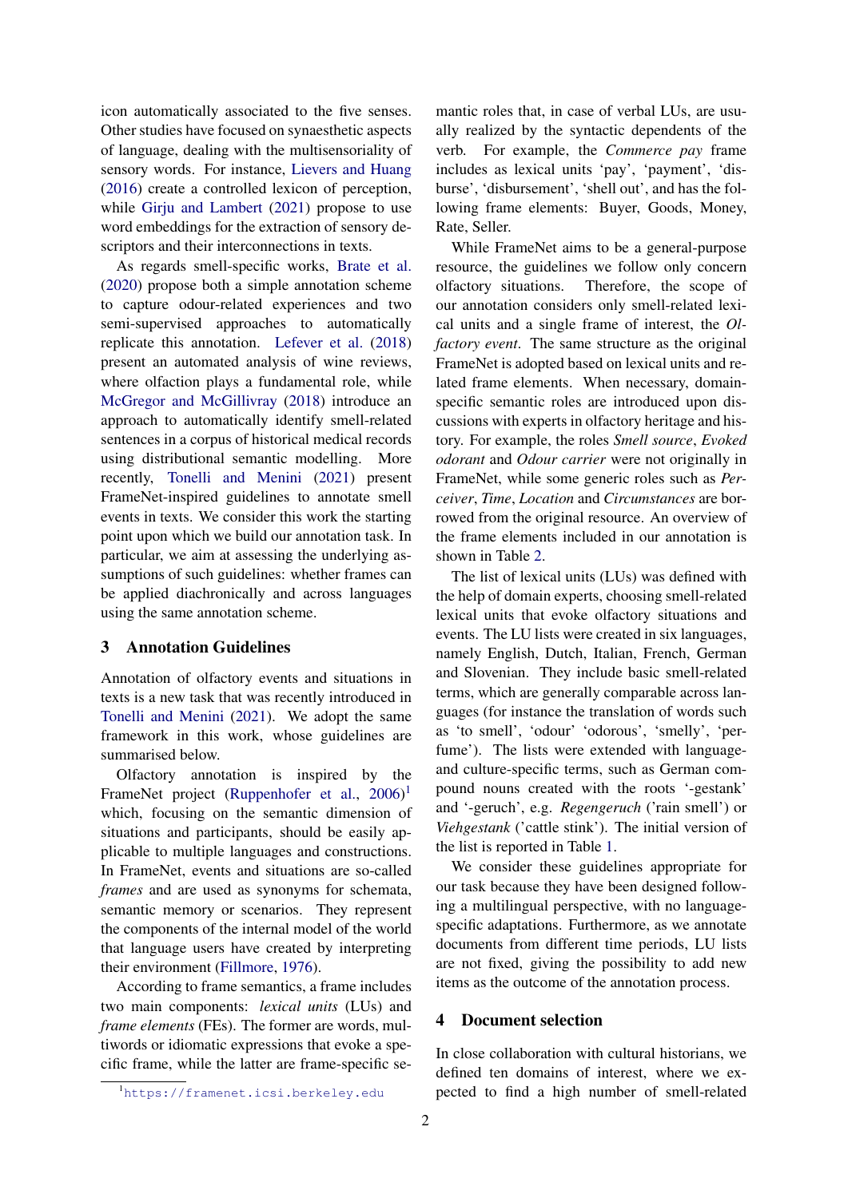icon automatically associated to the five senses. Other studies have focused on synaesthetic aspects of language, dealing with the multisensoriality of sensory words. For instance, Lievers and Huang (2016) create a controlled lexicon of perception, while Girju and Lambert (2021) propose to use word embeddings for the extraction of sensory descriptors and their interconnections in texts.

As regards smell-specific works, Brate et al. (2020) propose both a simple annotation scheme to capture odour-related experiences and two semi-supervised approaches to automatically replicate this annotation. Lefever et al. (2018) present an automated analysis of wine reviews, where olfaction plays a fundamental role, while McGregor and McGillivray (2018) introduce an approach to automatically identify smell-related sentences in a corpus of historical medical records using distributional semantic modelling. More recently, Tonelli and Menini (2021) present FrameNet-inspired guidelines to annotate smell events in texts. We consider this work the starting point upon which we build our annotation task. In particular, we aim at assessing the underlying assumptions of such guidelines: whether frames can be applied diachronically and across languages using the same annotation scheme.

## 3 Annotation Guidelines

Annotation of olfactory events and situations in texts is a new task that was recently introduced in Tonelli and Menini (2021). We adopt the same framework in this work, whose guidelines are summarised below.

Olfactory annotation is inspired by the FrameNet project (Ruppenhofer et al., 2006)[1] which, focusing on the semantic dimension of situations and participants, should be easily applicable to multiple languages and constructions. In FrameNet, events and situations are so-called *frames* and are used as synonyms for schemata, semantic memory or scenarios. They represent the components of the internal model of the world that language users have created by interpreting their environment (Fillmore, 1976).

According to frame semantics, a frame includes two main components: *lexical units* (LUs) and *frame elements* (FEs). The former are words, multiwords or idiomatic expressions that evoke a specific frame, while the latter are frame-specific semantic roles that, in case of verbal LUs, are usually realized by the syntactic dependents of the verb. For example, the *Commerce pay* frame includes as lexical units 'pay', 'payment', 'disburse', 'disbursement', 'shell out', and has the following frame elements: Buyer, Goods, Money, Rate, Seller.

While FrameNet aims to be a general-purpose resource, the guidelines we follow only concern olfactory situations. Therefore, the scope of our annotation considers only smell-related lexical units and a single frame of interest, the *Olfactory event*. The same structure as the original FrameNet is adopted based on lexical units and related frame elements. When necessary, domain-specific semantic roles are introduced upon discussions with experts in olfactory heritage and history. For example, the roles *Smell source*, *Evoked odorant* and *Odour carrier* were not originally in FrameNet, while some generic roles such as *Perceiver*, *Time*, *Location* and *Circumstances* are borrowed from the original resource. An overview of the frame elements included in our annotation is shown in Table 2.

The list of lexical units (LUs) was defined with the help of domain experts, choosing smell-related lexical units that evoke olfactory situations and events. The LU lists were created in six languages, namely English, Dutch, Italian, French, German and Slovenian. They include basic smell-related terms, which are generally comparable across languages (for instance the translation of words such as 'to smell', 'odour' 'odorous', 'smelly', 'perfume'). The lists were extended with language- and culture-specific terms, such as German compound nouns created with the roots '-gestank' and '-geruch', e.g. *Regengeruch* ('rain smell') or *Viehgestank* ('cattle stink'). The initial version of the list is reported in Table 1.

We consider these guidelines appropriate for our task because they have been designed following a multilingual perspective, with no language-specific adaptations. Furthermore, as we annotate documents from different time periods, LU lists are not fixed, giving the possibility to add new items as the outcome of the annotation process.

## 4 Document selection

In close collaboration with cultural historians, we defined ten domains of interest, where we expected to find a high number of smell-related

[1] https://framenet.icsi.berkeley.edu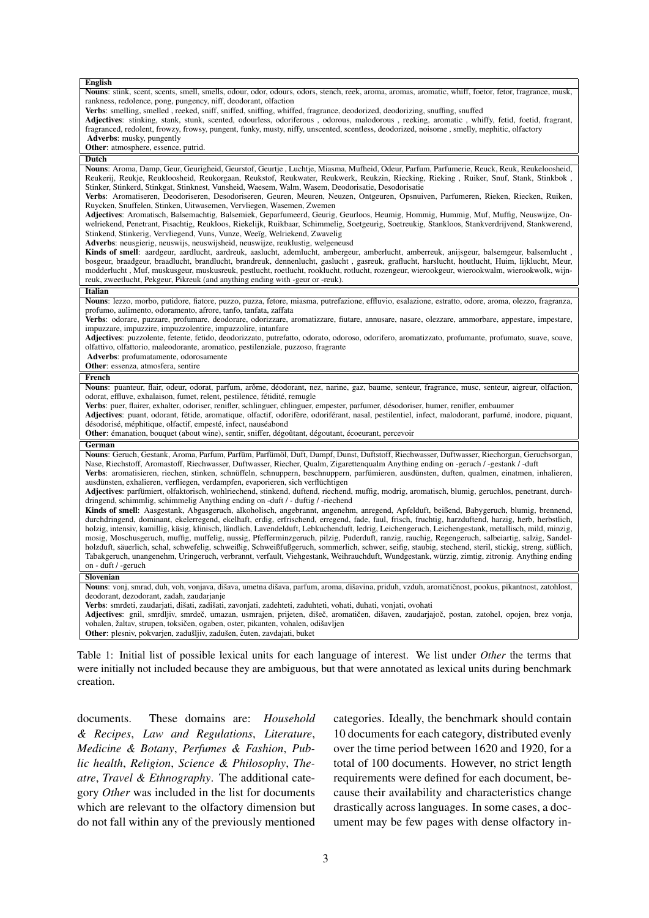| English |
|---|
| **Nouns**: stink, scent, scents, smell, smells, odour, odor, odours, odors, stench, reek, aroma, aromas, aromatic, whiff, foetor, fetor, fragrance, musk, rankness, redolence, pong, pungency, niff, deodorant, olfaction<br>**Verbs**: smelling, smelled , reeked, sniff, sniffed, sniffing, whiffed, fragrance, deodorized, deodorizing, snuffing, snuffed<br>**Adjectives**: stinking, stank, stunk, scented, odourless, odoriferous , odorous, malodorous , reeking, aromatic , whiffy, fetid, foetid, fragrant, fragranced, redolent, frowzy, frowsy, pungent, funky, musty, niffy, unscented, scentless, deodorized, noisome , smelly, mephitic, olfactory<br>**Adverbs**: musky, pungently<br>**Other**: atmosphere, essence, putrid. |
| **Dutch** |
| **Nouns**: Aroma, Damp, Geur, Geurigheid, Geurstof, Geurtje , Luchtje, Miasma, Mufheid, Odeur, Parfum, Parfumerie, Reuck, Reuk, Reukeloosheid, Reukerij, Reukje, Reukloosheid, Reukorgaan, Reukstof, Reukwater, Reukwerk, Reukzin, Riecking, Rieking , Ruiker, Snuf, Stank, Stinkbok , Stinker, Stinkerd, Stinkgat, Stinknest, Vunsheid, Waesem, Walm, Wasem, Deodorisatie, Desodorisatie<br>**Verbs**: Aromatiseren, Deodoriseren, Desodoriseren, Geuren, Meuren, Neuzen, Ontgeuren, Opsnuiven, Parfumeren, Rieken, Riecken, Ruiken, Ruycken, Snuffelen, Stinken, Uitwasemen, Vervliegen, Wasemen, Zwemen<br>**Adjectives**: Aromatisch, Balsemachtig, Balsemiek, Geparfumeerd, Geurig, Geurloos, Heumig, Hommig, Hummig, Muf, Muffig, Neuswijze, Onwelriekend, Penetrant, Pisachtig, Reukloos, Riekelijk, Ruikbaar, Schimmelig, Soetgeurig, Soetreukig, Stankloos, Stankverdrijvend, Stankwerend, Stinkend, Stinkerig, Vervliegend, Vuns, Vunze, Weeïg, Welriekend, Zwavelig<br>**Adverbs**: neusgierig, neuswijs, neuswijsheid, neuswijze, reuklustig, welgeneusd<br>**Kinds of smell**: aardgeur, aardlucht, aardreuk, aaslucht, ademlucht, ambergeur, amberlucht, amberreuk, anijsgeur, balsemgeur, balsemlucht , bosgeur, braadgeur, braadlucht, brandlucht, brandreuk, dennenlucht, gaslucht , gasreuk, graflucht, harslucht, houtlucht, Huim, lijklucht, Meur, modderlucht , Muf, muskusgeur, muskusreuk, pestlucht, roetlucht, rooklucht, rotlucht, rozengeur, wierookgeur, wierookwalm, wierookwolk, wijnreuk, zweetlucht, Pekgeur, Pikreuk (and anything ending with -geur or -reuk). |
| **Italian** |
| **Nouns**: lezzo, morbo, putidore, fiatore, puzzo, puzza, fetore, miasma, putrefazione, effluvio, esalazione, estratto, odore, aroma, olezzo, fragranza, profumo, aulimento, odoramento, afrore, tanfo, tanfata, zaffata<br>**Verbs**: odorare, puzzare, profumare, deodorare, odorizzare, aromatizzare, fiutare, annusare, nasare, olezzare, ammorbare, appestare, impestare, impuzzare, impuzzire, impuzzolentire, impuzzolire, intanfare<br>**Adjectives**: puzzolente, fetente, fetido, deodorizzato, putrefatto, odorato, odoroso, odorifero, aromatizzato, profumante, profumato, suave, soave, olfattivo, olfattorio, maleodorante, aromatico, pestilenziale, puzzoso, fragrante<br>**Adverbs**: profumatamente, odorosamente<br>**Other**: essenza, atmosfera, sentire |
| **French** |
| **Nouns**: puanteur, flair, odeur, odorat, parfum, arôme, déodorant, nez, narine, gaz, baume, senteur, fragrance, musc, senteur, aigreur, olfaction, odorat, effluve, exhalaison, fumet, relent, pestilence, fétidité, remugle<br>**Verbs**: puer, flairer, exhalter, odoriser, renifler, schlinguer, chlinguer, empester, parfumer, désodoriser, humer, renifler, embaumer<br>**Adjectives**: puant, odorant, fétide, aromatique, olfactif, odorifère, odoriférant, nasal, pestilentiel, infect, malodorant, parfumé, inodore, piquant, désodorisé, méphitique, olfactif, empesté, infect, nauséabond<br>**Other**: émanation, bouquet (about wine), sentir, sniffer, dégoûtant, dégoutant, écoeurant, percevoir |
| **German** |
| **Nouns**: Geruch, Gestank, Aroma, Parfum, Parfüm, Parfümöl, Duft, Dampf, Dunst, Duftstoff, Riechwasser, Duftwasser, Riechorgan, Geruchsorgan, Nase, Riechstoff, Aromastoff, Riechwasser, Duftwasser, Riecher, Qualm, Zigarettenqualm Anything ending on -geruch / -gestank / -duft<br>**Verbs**: aromatisieren, riechen, stinken, schnüffeln, schnuppern, beschnuppern, parfümieren, ausdünsten, duften, qualmen, einatmen, inhalieren, ausdünsten, exhalieren, verfliegen, verdampfen, evaporieren, sich verflüchtigen<br>**Adjectives**: parfümiert, olfaktorisch, wohlriechend, stinkend, duftend, riechend, muffig, modrig, aromatisch, blumig, geruchlos, penetrant, durchdringend, schimmlig, schimmelig Anything ending on -duft / - duftig / -riechend<br>**Kinds of smell**: Aasgestank, Abgasgeruch, alkoholisch, angebrannt, angenehm, anregend, Apfelduft, beißend, Babygeruch, blumig, brennend, durchdringend, dominant, ekelerregend, ekelhaft, erdig, erfrischend, erregend, fade, faul, frisch, fruchtig, harzduftend, harzig, herb, herbstlich, holzig, intensiv, kamillig, käsig, klinisch, ländlich, Lavendelduft, Lebkuchenduft, ledrig, Leichengeruch, Leichengestank, metallisch, mild, minzig, mosig, Moschusgeruch, muffig, muffelig, nussig, Pfefferminzgeruch, pilzig, Puderduft, ranzig, rauchig, Regengeruch, salbeiartig, salzig, Sandelholzduft, säuerlich, schal, schwefelig, schweißig, Schweißfußgeruch, sommerlich, schwer, seifig, staubig, stechend, steril, stickig, streng, süßlich, Tabakgeruch, unangenehm, Uringeruch, verbrannt, verfault, Viehgestank, Weihrauchduft, Wundgestank, würzig, zimtig, zitronig. Anything ending on - duft / -geruch |
| **Slovenian** |
| **Nouns**: vonj, smrad, duh, voh, vonjava, dišava, umetna dišava, parfum, aroma, dišavina, priduh, vzduh, aromatičnost, pookus, pikantnost, zatohlost, deodorant, dezodorant, zadah, zaudarjanje<br>**Verbs**: smrdeti, zaudarjati, dišati, zadišati, zavonjati, zadehteti, zaduhteti, vohati, duhati, vonjati, ovohati<br>**Adjectives**: gnil, smrdljiv, smrdeč, umazan, usmrajen, prijeten, dišeč, aromatičen, dišaven, zaudarjajoč, postan, zatohel, opojen, brez vonja, vohalen, žaltav, strupen, toksičen, ogaben, oster, pikanten, vohalen, odišavljen<br>**Other**: plesniv, pokvarjen, zadušljiv, zadušen, čuten, zavdajati, buket |

Table 1: Initial list of possible lexical units for each language of interest. We list under *Other* the terms that were initially not included because they are ambiguous, but that were annotated as lexical units during benchmark creation.

documents. These domains are: *Household & Recipes*, *Law and Regulations*, *Literature*, *Medicine & Botany*, *Perfumes & Fashion*, *Public health*, *Religion*, *Science & Philosophy*, *Theatre*, *Travel & Ethnography*. The additional category *Other* was included in the list for documents which are relevant to the olfactory dimension but do not fall within any of the previously mentioned categories. Ideally, the benchmark should contain 10 documents for each category, distributed evenly over the time period between 1620 and 1920, for a total of 100 documents. However, no strict length requirements were defined for each document, because their availability and characteristics change drastically across languages. In some cases, a document may be few pages with dense olfactory in-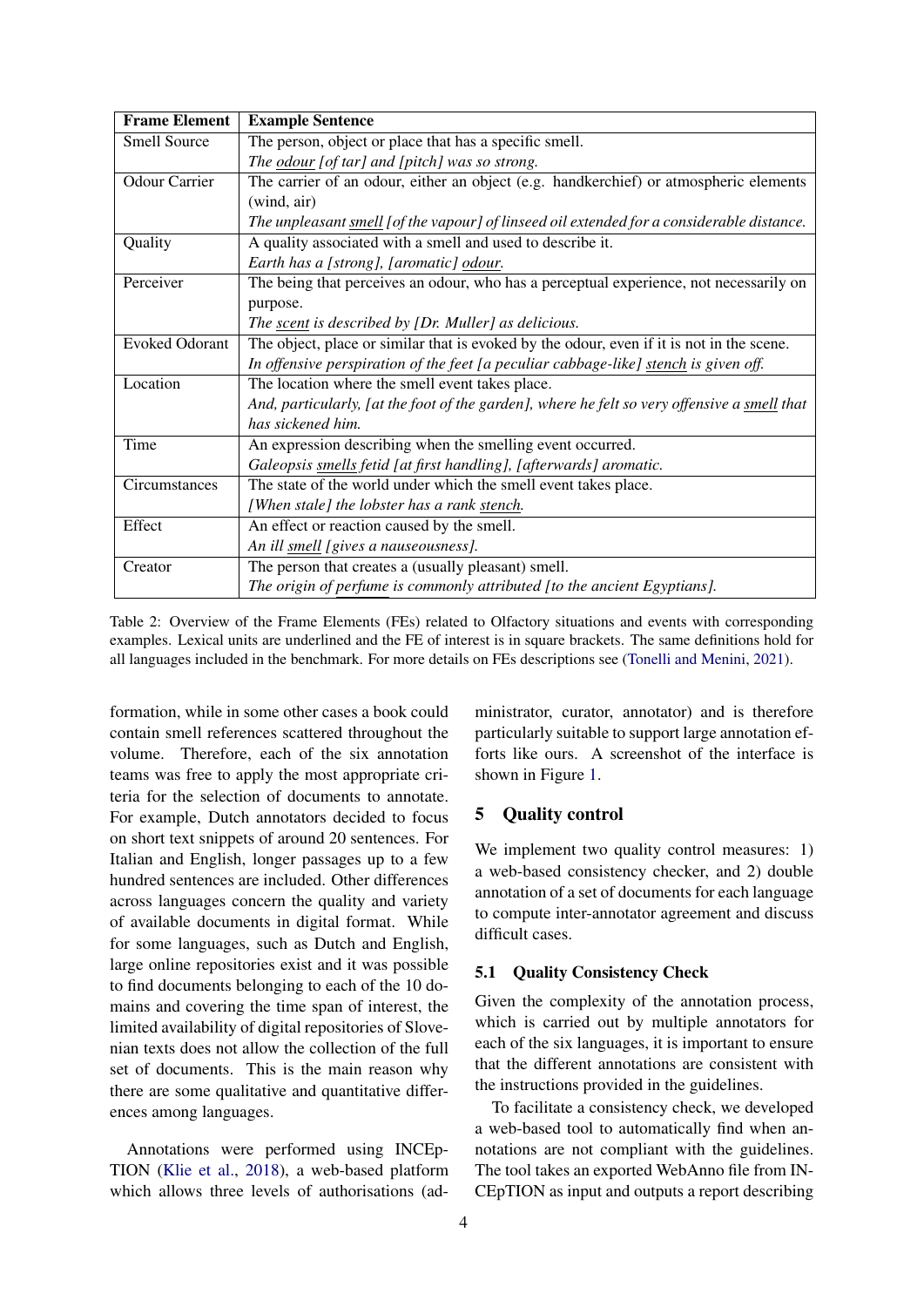| Frame Element | Example Sentence |
|---|---|
| Smell Source | The person, object or place that has a specific smell.<br>*The odour [of tar] and [pitch] was so strong.* |
| Odour Carrier | The carrier of an odour, either an object (e.g. handkerchief) or atmospheric elements (wind, air)<br>*The unpleasant smell [of the vapour] of linseed oil extended for a considerable distance.* |
| Quality | A quality associated with a smell and used to describe it.<br>*Earth has a [strong], [aromatic] odour.* |
| Perceiver | The being that perceives an odour, who has a perceptual experience, not necessarily on purpose.<br>*The scent is described by [Dr. Muller] as delicious.* |
| Evoked Odorant | The object, place or similar that is evoked by the odour, even if it is not in the scene.<br>*In offensive perspiration of the feet [a peculiar cabbage-like] stench is given off.* |
| Location | The location where the smell event takes place.<br>*And, particularly, [at the foot of the garden], where he felt so very offensive a smell that has sickened him.* |
| Time | An expression describing when the smelling event occurred.<br>*Galeopsis smells fetid [at first handling], [afterwards] aromatic.* |
| Circumstances | The state of the world under which the smell event takes place.<br>*[When stale] the lobster has a rank stench.* |
| Effect | An effect or reaction caused by the smell.<br>*An ill smell [gives a nauseousness].* |
| Creator | The person that creates a (usually pleasant) smell.<br>*The origin of perfume is commonly attributed [to the ancient Egyptians].* |

Table 2: Overview of the Frame Elements (FEs) related to Olfactory situations and events with corresponding examples. Lexical units are underlined and the FE of interest is in square brackets. The same definitions hold for all languages included in the benchmark. For more details on FEs descriptions see (Tonelli and Menini, 2021).

formation, while in some other cases a book could contain smell references scattered throughout the volume. Therefore, each of the six annotation teams was free to apply the most appropriate criteria for the selection of documents to annotate. For example, Dutch annotators decided to focus on short text snippets of around 20 sentences. For Italian and English, longer passages up to a few hundred sentences are included. Other differences across languages concern the quality and variety of available documents in digital format. While for some languages, such as Dutch and English, large online repositories exist and it was possible to find documents belonging to each of the 10 domains and covering the time span of interest, the limited availability of digital repositories of Slovenian texts does not allow the collection of the full set of documents. This is the main reason why there are some qualitative and quantitative differences among languages.

Annotations were performed using INCEpTION (Klie et al., 2018), a web-based platform which allows three levels of authorisations (administrator, curator, annotator) and is therefore particularly suitable to support large annotation efforts like ours. A screenshot of the interface is shown in Figure 1.

## 5 Quality control

We implement two quality control measures: 1) a web-based consistency checker, and 2) double annotation of a set of documents for each language to compute inter-annotator agreement and discuss difficult cases.

### 5.1 Quality Consistency Check

Given the complexity of the annotation process, which is carried out by multiple annotators for each of the six languages, it is important to ensure that the different annotations are consistent with the instructions provided in the guidelines.

To facilitate a consistency check, we developed a web-based tool to automatically find when annotations are not compliant with the guidelines. The tool takes an exported WebAnno file from INCEpTION as input and outputs a report describing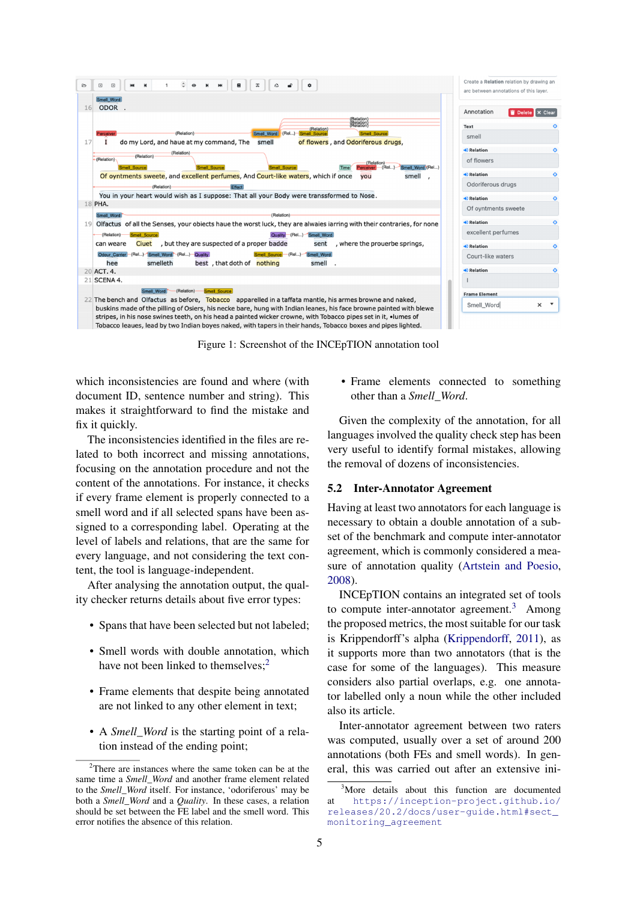Figure 1: Screenshot of the INCEpTION annotation tool

which inconsistencies are found and where (with document ID, sentence number and string). This makes it straightforward to find the mistake and fix it quickly.

The inconsistencies identified in the files are related to both incorrect and missing annotations, focusing on the annotation procedure and not the content of the annotations. For instance, it checks if every frame element is properly connected to a smell word and if all selected spans have been assigned to a corresponding label. Operating at the level of labels and relations, that are the same for every language, and not considering the text content, the tool is language-independent.

After analysing the annotation output, the quality checker returns details about five error types:

- Spans that have been selected but not labeled;
- Smell words with double annotation, which have not been linked to themselves;[2]
- Frame elements that despite being annotated are not linked to any other element in text;
- A *Smell_Word* is the starting point of a relation instead of the ending point;
- Frame elements connected to something other than a *Smell_Word*.

Given the complexity of the annotation, for all languages involved the quality check step has been very useful to identify formal mistakes, allowing the removal of dozens of inconsistencies.

## 5.2 Inter-Annotator Agreement

Having at least two annotators for each language is necessary to obtain a double annotation of a subset of the benchmark and compute inter-annotator agreement, which is commonly considered a measure of annotation quality (Artstein and Poesio, 2008).

INCEpTION contains an integrated set of tools to compute inter-annotator agreement.[3] Among the proposed metrics, the most suitable for our task is Krippendorff's alpha (Krippendorff, 2011), as it supports more than two annotators (that is the case for some of the languages). This measure considers also partial overlaps, e.g. one annotator labelled only a noun while the other included also its article.

Inter-annotator agreement between two raters was computed, usually over a set of around 200 annotations (both FEs and smell words). In general, this was carried out after an extensive ini-

[2] There are instances where the same token can be at the same time a *Smell_Word* and another frame element related to the *Smell_Word* itself. For instance, 'odoriferous' may be both a *Smell_Word* and a *Quality*. In these cases, a relation should be set between the FE label and the smell word. This error notifies the absence of this relation.

[3] More details about this function are documented at https://inception-project.github.io/releases/20.2/docs/user-guide.html#sect_monitoring_agreement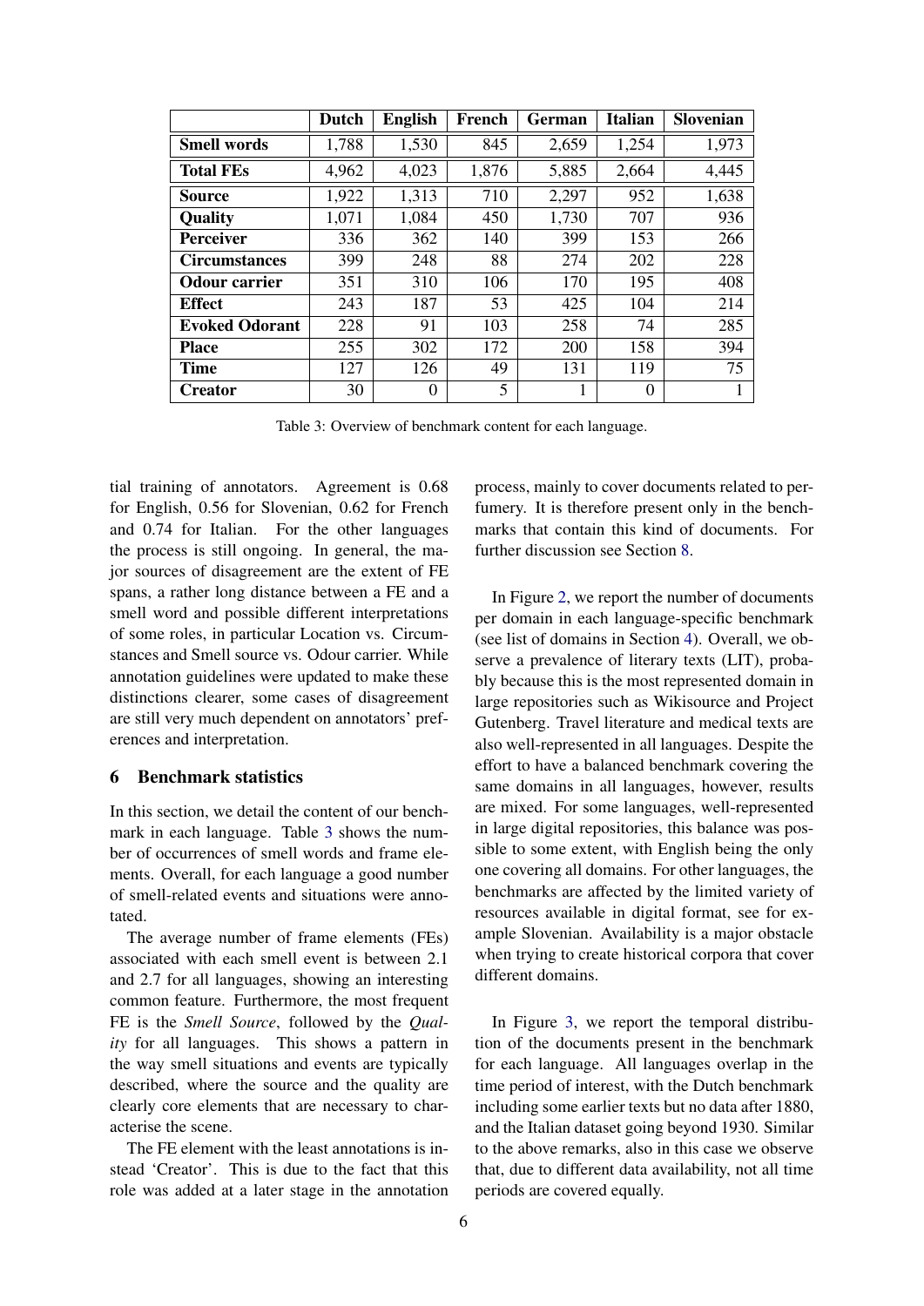| | Dutch | English | French | German | Italian | Slovenian |
|---|---|---|---|---|---|---|
| **Smell words** | 1,788 | 1,530 | 845 | 2,659 | 1,254 | 1,973 |
| **Total FEs** | 4,962 | 4,023 | 1,876 | 5,885 | 2,664 | 4,445 |
| **Source** | 1,922 | 1,313 | 710 | 2,297 | 952 | 1,638 |
| **Quality** | 1,071 | 1,084 | 450 | 1,730 | 707 | 936 |
| **Perceiver** | 336 | 362 | 140 | 399 | 153 | 266 |
| **Circumstances** | 399 | 248 | 88 | 274 | 202 | 228 |
| **Odour carrier** | 351 | 310 | 106 | 170 | 195 | 408 |
| **Effect** | 243 | 187 | 53 | 425 | 104 | 214 |
| **Evoked Odorant** | 228 | 91 | 103 | 258 | 74 | 285 |
| **Place** | 255 | 302 | 172 | 200 | 158 | 394 |
| **Time** | 127 | 126 | 49 | 131 | 119 | 75 |
| **Creator** | 30 | 0 | 5 | 1 | 0 | 1 |

Table 3: Overview of benchmark content for each language.

tial training of annotators. Agreement is 0.68 for English, 0.56 for Slovenian, 0.62 for French and 0.74 for Italian. For the other languages the process is still ongoing. In general, the major sources of disagreement are the extent of FE spans, a rather long distance between a FE and a smell word and possible different interpretations of some roles, in particular Location vs. Circumstances and Smell source vs. Odour carrier. While annotation guidelines were updated to make these distinctions clearer, some cases of disagreement are still very much dependent on annotators' preferences and interpretation.

## 6 Benchmark statistics

In this section, we detail the content of our benchmark in each language. Table 3 shows the number of occurrences of smell words and frame elements. Overall, for each language a good number of smell-related events and situations were annotated.

The average number of frame elements (FEs) associated with each smell event is between 2.1 and 2.7 for all languages, showing an interesting common feature. Furthermore, the most frequent FE is the *Smell Source*, followed by the *Quality* for all languages. This shows a pattern in the way smell situations and events are typically described, where the source and the quality are clearly core elements that are necessary to characterise the scene.

The FE element with the least annotations is instead 'Creator'. This is due to the fact that this role was added at a later stage in the annotation process, mainly to cover documents related to perfumery. It is therefore present only in the benchmarks that contain this kind of documents. For further discussion see Section 8.

In Figure 2, we report the number of documents per domain in each language-specific benchmark (see list of domains in Section 4). Overall, we observe a prevalence of literary texts (LIT), probably because this is the most represented domain in large repositories such as Wikisource and Project Gutenberg. Travel literature and medical texts are also well-represented in all languages. Despite the effort to have a balanced benchmark covering the same domains in all languages, however, results are mixed. For some languages, well-represented in large digital repositories, this balance was possible to some extent, with English being the only one covering all domains. For other languages, the benchmarks are affected by the limited variety of resources available in digital format, see for example Slovenian. Availability is a major obstacle when trying to create historical corpora that cover different domains.

In Figure 3, we report the temporal distribution of the documents present in the benchmark for each language. All languages overlap in the time period of interest, with the Dutch benchmark including some earlier texts but no data after 1880, and the Italian dataset going beyond 1930. Similar to the above remarks, also in this case we observe that, due to different data availability, not all time periods are covered equally.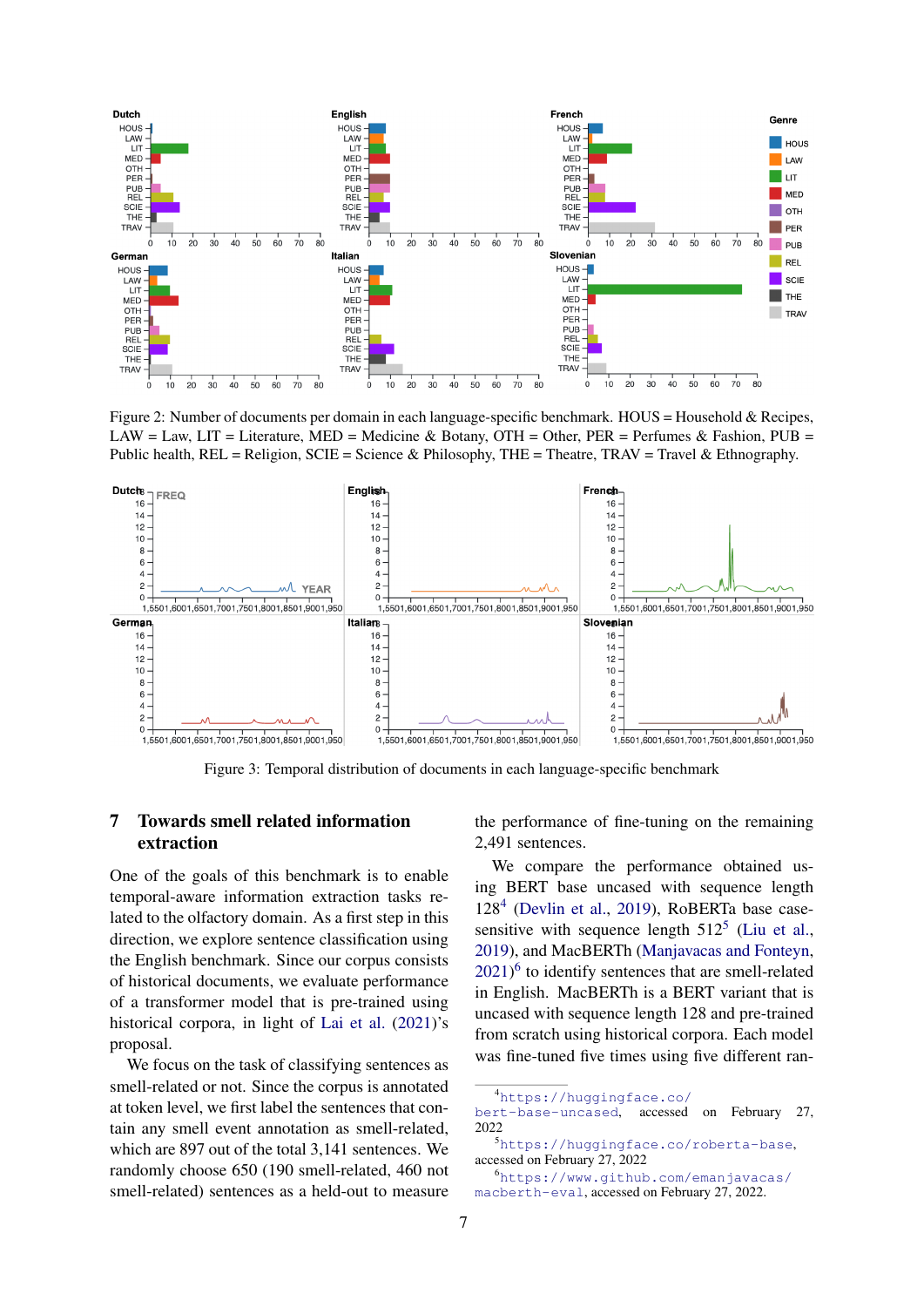Figure 2: Number of documents per domain in each language-specific benchmark. HOUS = Household & Recipes, LAW = Law, LIT = Literature, MED = Medicine & Botany, OTH = Other, PER = Perfumes & Fashion, PUB = Public health, REL = Religion, SCIE = Science & Philosophy, THE = Theatre, TRAV = Travel & Ethnography.

Figure 3: Temporal distribution of documents in each language-specific benchmark

## 7 Towards smell related information extraction

One of the goals of this benchmark is to enable temporal-aware information extraction tasks related to the olfactory domain. As a first step in this direction, we explore sentence classification using the English benchmark. Since our corpus consists of historical documents, we evaluate performance of a transformer model that is pre-trained using historical corpora, in light of Lai et al. (2021)'s proposal.

We focus on the task of classifying sentences as smell-related or not. Since the corpus is annotated at token level, we first label the sentences that contain any smell event annotation as smell-related, which are 897 out of the total 3,141 sentences. We randomly choose 650 (190 smell-related, 460 not smell-related) sentences as a held-out to measure the performance of fine-tuning on the remaining 2,491 sentences.

We compare the performance obtained using BERT base uncased with sequence length 128[4] (Devlin et al., 2019), RoBERTa base case-sensitive with sequence length 512[5] (Liu et al., 2019), and MacBERTh (Manjavacas and Fonteyn, 2021)[6] to identify sentences that are smell-related in English. MacBERTh is a BERT variant that is uncased with sequence length 128 and pre-trained from scratch using historical corpora. Each model was fine-tuned five times using five different ran-

[4] https://huggingface.co/bert-base-uncased, accessed on February 27, 2022

[5] https://huggingface.co/roberta-base, accessed on February 27, 2022

[6] https://www.github.com/emanjavacas/macberth-eval, accessed on February 27, 2022.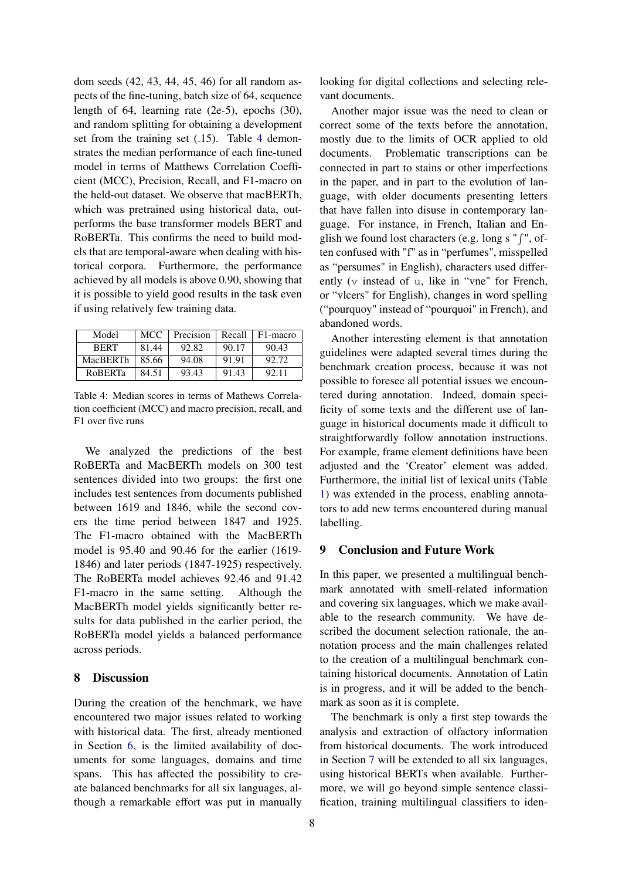dom seeds (42, 43, 44, 45, 46) for all random aspects of the fine-tuning, batch size of 64, sequence length of 64, learning rate (2e-5), epochs (30), and random splitting for obtaining a development set from the training set (.15). Table 4 demonstrates the median performance of each fine-tuned model in terms of Matthews Correlation Coefficient (MCC), Precision, Recall, and F1-macro on the held-out dataset. We observe that macBERTh, which was pretrained using historical data, outperforms the base transformer models BERT and RoBERTa. This confirms the need to build models that are temporal-aware when dealing with historical corpora. Furthermore, the performance achieved by all models is above 0.90, showing that it is possible to yield good results in the task even if using relatively few training data.

| Model | MCC | Precision | Recall | F1-macro |
|---|---|---|---|---|
| BERT | 81.44 | 92.82 | 90.17 | 90.43 |
| MacBERTh | 85.66 | 94.08 | 91.91 | 92.72 |
| RoBERTa | 84.51 | 93.43 | 91.43 | 92.11 |

Table 4: Median scores in terms of Mathews Correlation coefficient (MCC) and macro precision, recall, and F1 over five runs

We analyzed the predictions of the best RoBERTa and MacBERTh models on 300 test sentences divided into two groups: the first one includes test sentences from documents published between 1619 and 1846, while the second covers the time period between 1847 and 1925. The F1-macro obtained with the MacBERTh model is 95.40 and 90.46 for the earlier (1619-1846) and later periods (1847-1925) respectively. The RoBERTa model achieves 92.46 and 91.42 F1-macro in the same setting. Although the MacBERTh model yields significantly better results for data published in the earlier period, the RoBERTa model yields a balanced performance across periods.

## 8 Discussion

During the creation of the benchmark, we have encountered two major issues related to working with historical data. The first, already mentioned in Section 6, is the limited availability of documents for some languages, domains and time spans. This has affected the possibility to create balanced benchmarks for all six languages, although a remarkable effort was put in manually looking for digital collections and selecting relevant documents.

Another major issue was the need to clean or correct some of the texts before the annotation, mostly due to the limits of OCR applied to old documents. Problematic transcriptions can be connected in part to stains or other imperfections in the paper, and in part to the evolution of language, with older documents presenting letters that have fallen into disuse in contemporary language. For instance, in French, Italian and English we found lost characters (e.g. long s "ſ", often confused with "f" as in "perfumes", misspelled as "persumes" in English), characters used differently (`v` instead of `u`, like in "vne" for French, or "vlcers" for English), changes in word spelling ("pourquoy" instead of "pourquoi" in French), and abandoned words.

Another interesting element is that annotation guidelines were adapted several times during the benchmark creation process, because it was not possible to foresee all potential issues we encountered during annotation. Indeed, domain specificity of some texts and the different use of language in historical documents made it difficult to straightforwardly follow annotation instructions. For example, frame element definitions have been adjusted and the 'Creator' element was added. Furthermore, the initial list of lexical units (Table 1) was extended in the process, enabling annotators to add new terms encountered during manual labelling.

## 9 Conclusion and Future Work

In this paper, we presented a multilingual benchmark annotated with smell-related information and covering six languages, which we make available to the research community. We have described the document selection rationale, the annotation process and the main challenges related to the creation of a multilingual benchmark containing historical documents. Annotation of Latin is in progress, and it will be added to the benchmark as soon as it is complete.

The benchmark is only a first step towards the analysis and extraction of olfactory information from historical documents. The work introduced in Section 7 will be extended to all six languages, using historical BERTs when available. Furthermore, we will go beyond simple sentence classification, training multilingual classifiers to iden-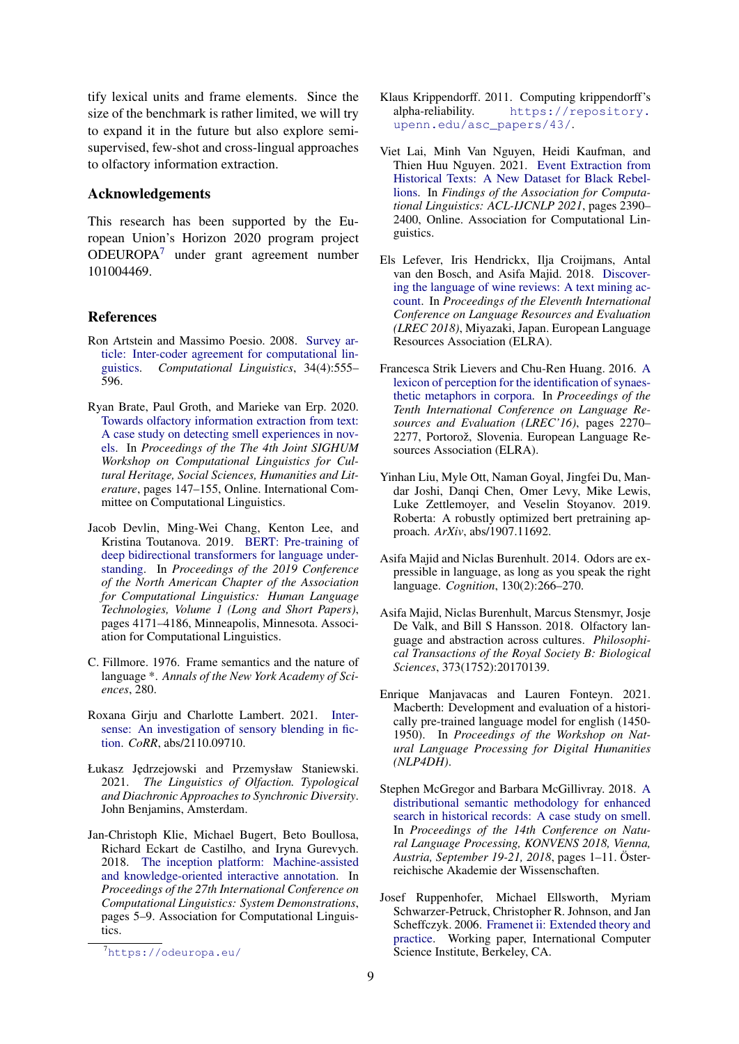tify lexical units and frame elements. Since the size of the benchmark is rather limited, we will try to expand it in the future but also explore semi-supervised, few-shot and cross-lingual approaches to olfactory information extraction.

## Acknowledgements

This research has been supported by the European Union's Horizon 2020 program project ODEUROPA[7] under grant agreement number 101004469.

## References

Ron Artstein and Massimo Poesio. 2008. Survey article: Inter-coder agreement for computational linguistics. *Computational Linguistics*, 34(4):555–596.

Ryan Brate, Paul Groth, and Marieke van Erp. 2020. Towards olfactory information extraction from text: A case study on detecting smell experiences in novels. In *Proceedings of the The 4th Joint SIGHUM Workshop on Computational Linguistics for Cultural Heritage, Social Sciences, Humanities and Literature*, pages 147–155, Online. International Committee on Computational Linguistics.

Jacob Devlin, Ming-Wei Chang, Kenton Lee, and Kristina Toutanova. 2019. BERT: Pre-training of deep bidirectional transformers for language understanding. In *Proceedings of the 2019 Conference of the North American Chapter of the Association for Computational Linguistics: Human Language Technologies, Volume 1 (Long and Short Papers)*, pages 4171–4186, Minneapolis, Minnesota. Association for Computational Linguistics.

C. Fillmore. 1976. Frame semantics and the nature of language *. *Annals of the New York Academy of Sciences*, 280.

Roxana Girju and Charlotte Lambert. 2021. Intersense: An investigation of sensory blending in fiction. *CoRR*, abs/2110.09710.

Łukasz Jędrzejowski and Przemysław Staniewski. 2021. *The Linguistics of Olfaction. Typological and Diachronic Approaches to Synchronic Diversity*. John Benjamins, Amsterdam.

Jan-Christoph Klie, Michael Bugert, Beto Boullosa, Richard Eckart de Castilho, and Iryna Gurevych. 2018. The inception platform: Machine-assisted and knowledge-oriented interactive annotation. In *Proceedings of the 27th International Conference on Computational Linguistics: System Demonstrations*, pages 5–9. Association for Computational Linguistics.

Klaus Krippendorff. 2011. Computing krippendorff's alpha-reliability. https://repository.upenn.edu/asc_papers/43/.

Viet Lai, Minh Van Nguyen, Heidi Kaufman, and Thien Huu Nguyen. 2021. Event Extraction from Historical Texts: A New Dataset for Black Rebellions. In *Findings of the Association for Computational Linguistics: ACL-IJCNLP 2021*, pages 2390–2400, Online. Association for Computational Linguistics.

Els Lefever, Iris Hendrickx, Ilja Croijmans, Antal van den Bosch, and Asifa Majid. 2018. Discovering the language of wine reviews: A text mining account. In *Proceedings of the Eleventh International Conference on Language Resources and Evaluation (LREC 2018)*, Miyazaki, Japan. European Language Resources Association (ELRA).

Francesca Strik Lievers and Chu-Ren Huang. 2016. A lexicon of perception for the identification of synaesthetic metaphors in corpora. In *Proceedings of the Tenth International Conference on Language Resources and Evaluation (LREC'16)*, pages 2270–2277, Portorož, Slovenia. European Language Resources Association (ELRA).

Yinhan Liu, Myle Ott, Naman Goyal, Jingfei Du, Mandar Joshi, Danqi Chen, Omer Levy, Mike Lewis, Luke Zettlemoyer, and Veselin Stoyanov. 2019. Roberta: A robustly optimized bert pretraining approach. *ArXiv*, abs/1907.11692.

Asifa Majid and Niclas Burenhult. 2014. Odors are expressible in language, as long as you speak the right language. *Cognition*, 130(2):266–270.

Asifa Majid, Niclas Burenhult, Marcus Stensmyr, Josje De Valk, and Bill S Hansson. 2018. Olfactory language and abstraction across cultures. *Philosophical Transactions of the Royal Society B: Biological Sciences*, 373(1752):20170139.

Enrique Manjavacas and Lauren Fonteyn. 2021. Macberth: Development and evaluation of a historically pre-trained language model for english (1450-1950). In *Proceedings of the Workshop on Natural Language Processing for Digital Humanities (NLP4DH)*.

Stephen McGregor and Barbara McGillivray. 2018. A distributional semantic methodology for enhanced search in historical records: A case study on smell. In *Proceedings of the 14th Conference on Natural Language Processing, KONVENS 2018, Vienna, Austria, September 19-21, 2018*, pages 1–11. Österreichische Akademie der Wissenschaften.

Josef Ruppenhofer, Michael Ellsworth, Myriam Schwarzer-Petruck, Christopher R. Johnson, and Jan Scheffczyk. 2006. Framenet ii: Extended theory and practice. Working paper, International Computer Science Institute, Berkeley, CA.

[7] https://odeuropa.eu/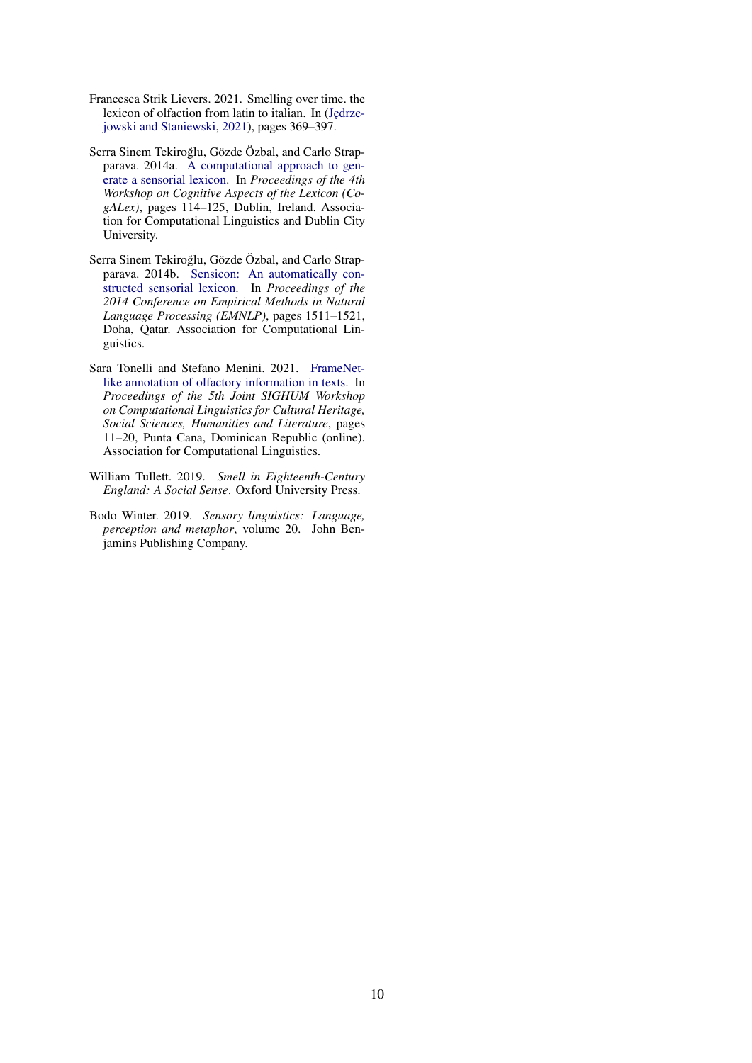Francesca Strik Lievers. 2021. Smelling over time. the lexicon of olfaction from latin to italian. In (Jędrzejowski and Staniewski, 2021), pages 369–397.

Serra Sinem Tekiroğlu, Gözde Özbal, and Carlo Strapparava. 2014a. A computational approach to generate a sensorial lexicon. In *Proceedings of the 4th Workshop on Cognitive Aspects of the Lexicon (CogALex)*, pages 114–125, Dublin, Ireland. Association for Computational Linguistics and Dublin City University.

Serra Sinem Tekiroğlu, Gözde Özbal, and Carlo Strapparava. 2014b. Sensicon: An automatically constructed sensorial lexicon. In *Proceedings of the 2014 Conference on Empirical Methods in Natural Language Processing (EMNLP)*, pages 1511–1521, Doha, Qatar. Association for Computational Linguistics.

Sara Tonelli and Stefano Menini. 2021. FrameNet-like annotation of olfactory information in texts. In *Proceedings of the 5th Joint SIGHUM Workshop on Computational Linguistics for Cultural Heritage, Social Sciences, Humanities and Literature*, pages 11–20, Punta Cana, Dominican Republic (online). Association for Computational Linguistics.

William Tullett. 2019. *Smell in Eighteenth-Century England: A Social Sense*. Oxford University Press.

Bodo Winter. 2019. *Sensory linguistics: Language, perception and metaphor*, volume 20. John Benjamins Publishing Company.